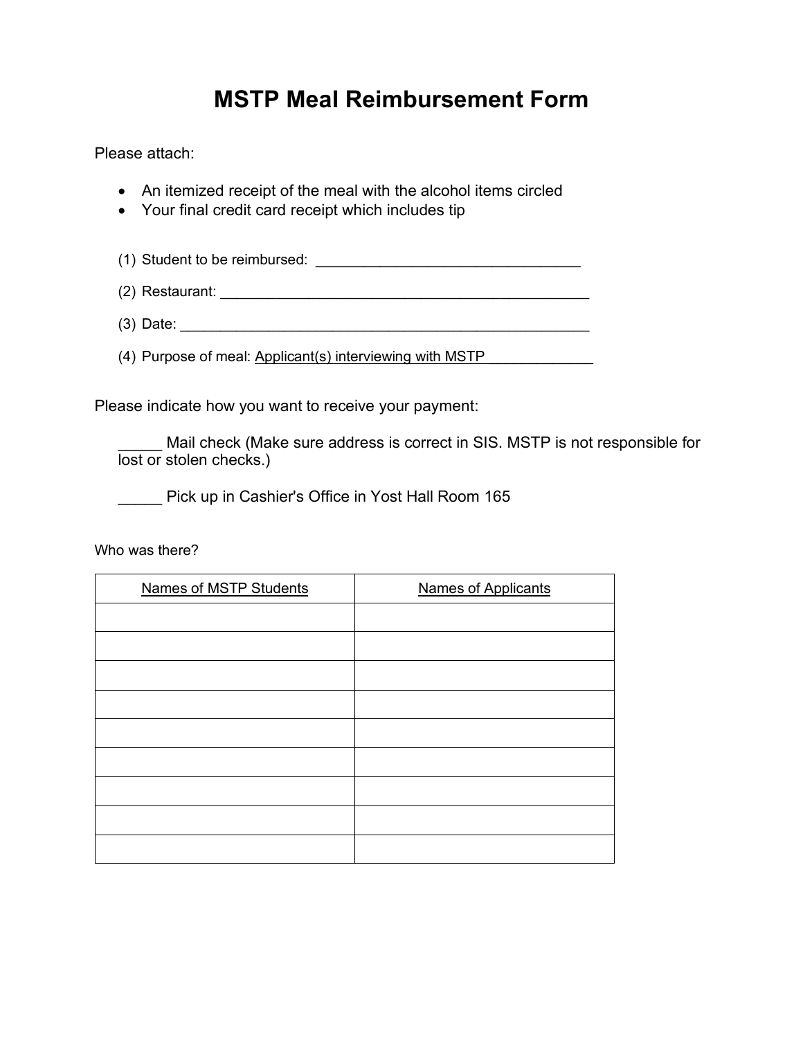# MSTP Meal Reimbursement Form

Please attach:

- An itemized receipt of the meal with the alcohol items circled
- Your final credit card receipt which includes tip

(1) Student to be reimbursed: _________________________________

(2) Restaurant: _______________________________________________

(3) Date: ____________________________________________________

(4) Purpose of meal: Applicant(s) interviewing with MSTP _____________

Please indicate how you want to receive your payment:

_____ Mail check (Make sure address is correct in SIS. MSTP is not responsible for lost or stolen checks.)

_____ Pick up in Cashier's Office in Yost Hall Room 165

Who was there?

| Names of MSTP Students | Names of Applicants |
| --- | --- |
| | |
| | |
| | |
| | |
| | |
| | |
| | |
| | |
| | |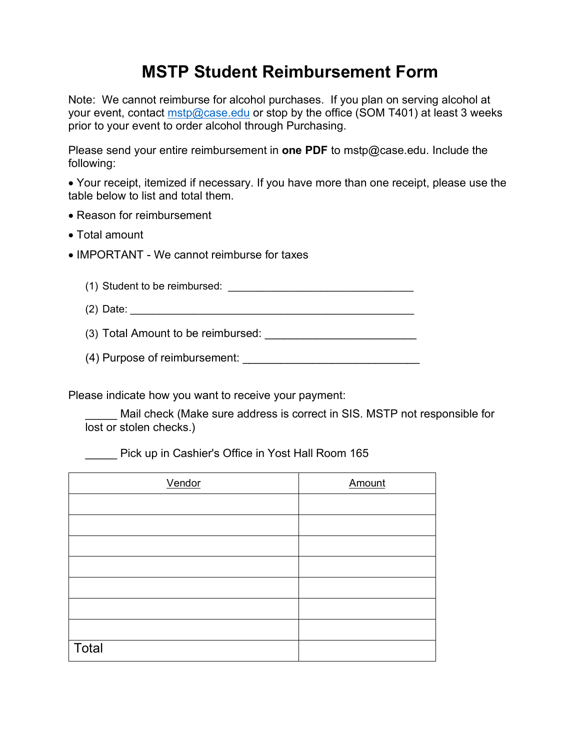# MSTP Student Reimbursement Form

Note: We cannot reimburse for alcohol purchases. If you plan on serving alcohol at your event, contact mstp@case.edu or stop by the office (SOM T401) at least 3 weeks prior to your event to order alcohol through Purchasing.

Please send your entire reimbursement in **one PDF** to mstp@case.edu. Include the following:

- Your receipt, itemized if necessary. If you have more than one receipt, please use the table below to list and total them.
- Reason for reimbursement
- Total amount
- IMPORTANT - We cannot reimburse for taxes

(1) Student to be reimbursed: ________________________________

(2) Date: _________________________________________________

(3) Total Amount to be reimbursed: __________________________

(4) Purpose of reimbursement: ______________________________

Please indicate how you want to receive your payment:

_____ Mail check (Make sure address is correct in SIS. MSTP not responsible for lost or stolen checks.)

_____ Pick up in Cashier's Office in Yost Hall Room 165

| Vendor | Amount |
|---|---|
| | |
| | |
| | |
| | |
| | |
| | |
| | |
| Total | |